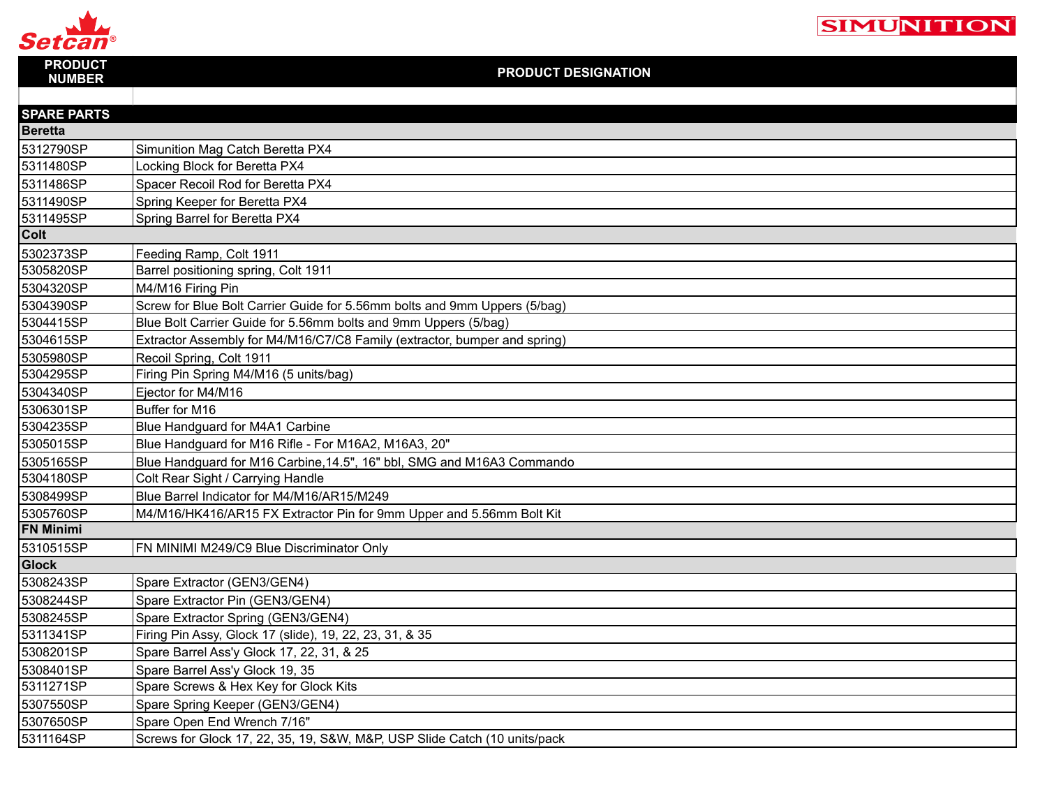Setcan®

SIMUNITION®

| PRODUCT NUMBER | PRODUCT DESIGNATION |
|---|---|
| | |
| **SPARE PARTS** | |
| **Beretta** | |
| 5312790SP | Simunition Mag Catch Beretta PX4 |
| 5311480SP | Locking Block for Beretta PX4 |
| 5311486SP | Spacer Recoil Rod for Beretta PX4 |
| 5311490SP | Spring Keeper for Beretta PX4 |
| 5311495SP | Spring Barrel for Beretta PX4 |
| **Colt** | |
| 5302373SP | Feeding Ramp, Colt 1911 |
| 5305820SP | Barrel positioning spring, Colt 1911 |
| 5304320SP | M4/M16 Firing Pin |
| 5304390SP | Screw for Blue Bolt Carrier Guide for 5.56mm bolts and 9mm Uppers (5/bag) |
| 5304415SP | Blue Bolt Carrier Guide for 5.56mm bolts and 9mm Uppers (5/bag) |
| 5304615SP | Extractor Assembly for M4/M16/C7/C8 Family (extractor, bumper and spring) |
| 5305980SP | Recoil Spring, Colt 1911 |
| 5304295SP | Firing Pin Spring M4/M16 (5 units/bag) |
| 5304340SP | Ejector for M4/M16 |
| 5306301SP | Buffer for M16 |
| 5304235SP | Blue Handguard for M4A1 Carbine |
| 5305015SP | Blue Handguard for M16 Rifle - For M16A2, M16A3, 20" |
| 5305165SP | Blue Handguard for M16 Carbine,14.5", 16" bbl, SMG and M16A3 Commando |
| 5304180SP | Colt Rear Sight / Carrying Handle |
| 5308499SP | Blue Barrel Indicator for M4/M16/AR15/M249 |
| 5305760SP | M4/M16/HK416/AR15 FX Extractor Pin for 9mm Upper and 5.56mm Bolt Kit |
| **FN Minimi** | |
| 5310515SP | FN MINIMI M249/C9 Blue Discriminator Only |
| **Glock** | |
| 5308243SP | Spare Extractor (GEN3/GEN4) |
| 5308244SP | Spare Extractor Pin (GEN3/GEN4) |
| 5308245SP | Spare Extractor Spring (GEN3/GEN4) |
| 5311341SP | Firing Pin Assy, Glock 17 (slide), 19, 22, 23, 31, & 35 |
| 5308201SP | Spare Barrel Ass'y Glock 17, 22, 31, & 25 |
| 5308401SP | Spare Barrel Ass'y Glock 19, 35 |
| 5311271SP | Spare Screws & Hex Key for Glock Kits |
| 5307550SP | Spare Spring Keeper (GEN3/GEN4) |
| 5307650SP | Spare Open End Wrench 7/16" |
| 5311164SP | Screws for Glock 17, 22, 35, 19, S&W, M&P, USP Slide Catch (10 units/pack |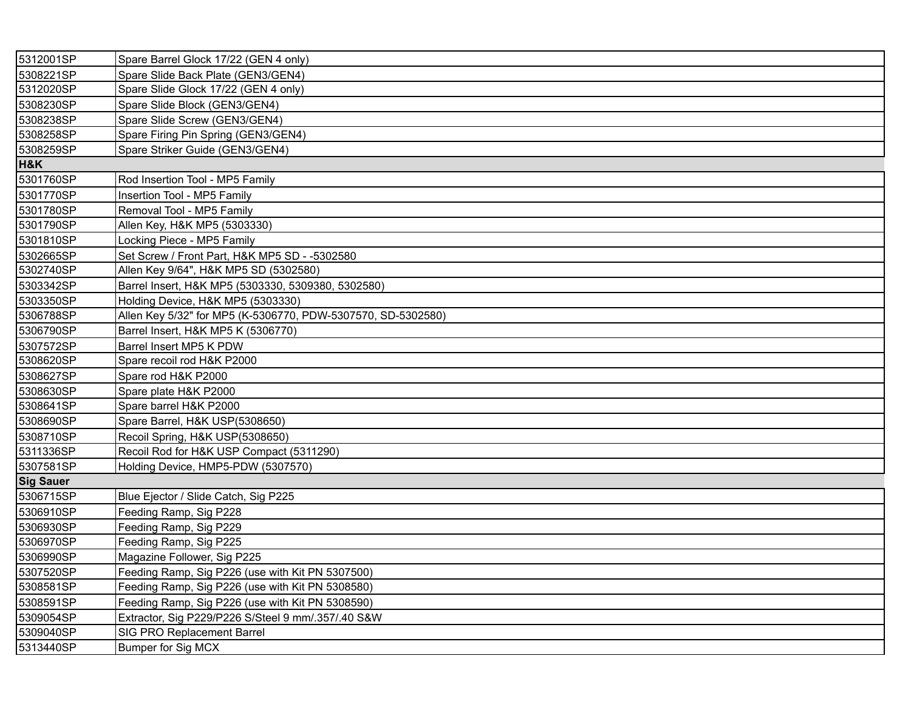| | |
|---|---|
| 5312001SP | Spare Barrel Glock 17/22 (GEN 4 only) |
| 5308221SP | Spare Slide Back Plate (GEN3/GEN4) |
| 5312020SP | Spare Slide Glock 17/22 (GEN 4 only) |
| 5308230SP | Spare Slide Block (GEN3/GEN4) |
| 5308238SP | Spare Slide Screw (GEN3/GEN4) |
| 5308258SP | Spare Firing Pin Spring (GEN3/GEN4) |
| 5308259SP | Spare Striker Guide (GEN3/GEN4) |
| **H&K** | |
| 5301760SP | Rod Insertion Tool - MP5 Family |
| 5301770SP | Insertion Tool - MP5 Family |
| 5301780SP | Removal Tool - MP5 Family |
| 5301790SP | Allen Key, H&K MP5 (5303330) |
| 5301810SP | Locking Piece - MP5 Family |
| 5302665SP | Set Screw / Front Part, H&K MP5 SD - -5302580 |
| 5302740SP | Allen Key 9/64", H&K MP5 SD (5302580) |
| 5303342SP | Barrel Insert, H&K MP5 (5303330, 5309380, 5302580) |
| 5303350SP | Holding Device, H&K MP5 (5303330) |
| 5306788SP | Allen Key 5/32" for MP5 (K-5306770, PDW-5307570, SD-5302580) |
| 5306790SP | Barrel Insert, H&K MP5 K (5306770) |
| 5307572SP | Barrel Insert MP5 K PDW |
| 5308620SP | Spare recoil rod H&K P2000 |
| 5308627SP | Spare rod H&K P2000 |
| 5308630SP | Spare plate H&K P2000 |
| 5308641SP | Spare barrel H&K P2000 |
| 5308690SP | Spare Barrel, H&K USP(5308650) |
| 5308710SP | Recoil Spring, H&K USP(5308650) |
| 5311336SP | Recoil Rod for H&K USP Compact (5311290) |
| 5307581SP | Holding Device, HMP5-PDW (5307570) |
| **Sig Sauer** | |
| 5306715SP | Blue Ejector / Slide Catch, Sig P225 |
| 5306910SP | Feeding Ramp, Sig P228 |
| 5306930SP | Feeding Ramp, Sig P229 |
| 5306970SP | Feeding Ramp, Sig P225 |
| 5306990SP | Magazine Follower, Sig P225 |
| 5307520SP | Feeding Ramp, Sig P226 (use with Kit PN 5307500) |
| 5308581SP | Feeding Ramp, Sig P226 (use with Kit PN 5308580) |
| 5308591SP | Feeding Ramp, Sig P226 (use with Kit PN 5308590) |
| 5309054SP | Extractor, Sig P229/P226 S/Steel 9 mm/.357/.40 S&W |
| 5309040SP | SIG PRO Replacement Barrel |
| 5313440SP | Bumper for Sig MCX |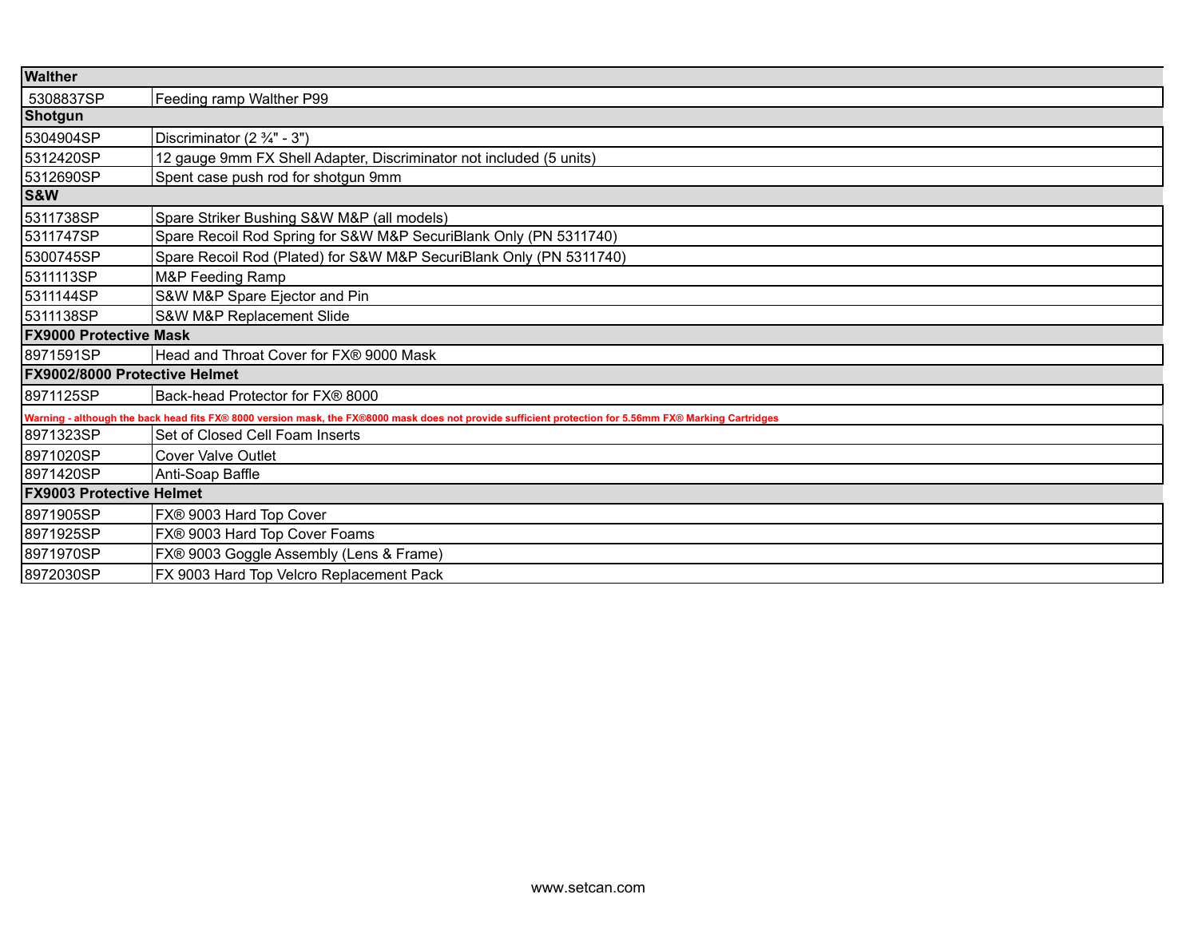| | |
|---|---|
| **Walther** | |
| 5308837SP | Feeding ramp Walther P99 |
| **Shotgun** | |
| 5304904SP | Discriminator (2 ¾" - 3") |
| 5312420SP | 12 gauge 9mm FX Shell Adapter, Discriminator not included (5 units) |
| 5312690SP | Spent case push rod for shotgun 9mm |
| **S&W** | |
| 5311738SP | Spare Striker Bushing S&W M&P (all models) |
| 5311747SP | Spare Recoil Rod Spring for S&W M&P SecuriBlank Only (PN 5311740) |
| 5300745SP | Spare Recoil Rod (Plated) for S&W M&P SecuriBlank Only (PN 5311740) |
| 5311113SP | M&P Feeding Ramp |
| 5311144SP | S&W M&P Spare Ejector and Pin |
| 5311138SP | S&W M&P Replacement Slide |
| **FX9000 Protective Mask** | |
| 8971591SP | Head and Throat Cover for FX® 9000 Mask |
| **FX9002/8000 Protective Helmet** | |
| 8971125SP | Back-head Protector for FX® 8000 |
| **Warning - although the back head fits FX® 8000 version mask, the FX®8000 mask does not provide sufficient protection for 5.56mm FX® Marking Cartridges** | |
| 8971323SP | Set of Closed Cell Foam Inserts |
| 8971020SP | Cover Valve Outlet |
| 8971420SP | Anti-Soap Baffle |
| **FX9003 Protective Helmet** | |
| 8971905SP | FX® 9003 Hard Top Cover |
| 8971925SP | FX® 9003 Hard Top Cover Foams |
| 8971970SP | FX® 9003 Goggle Assembly (Lens & Frame) |
| 8972030SP | FX 9003 Hard Top Velcro Replacement Pack |

www.setcan.com